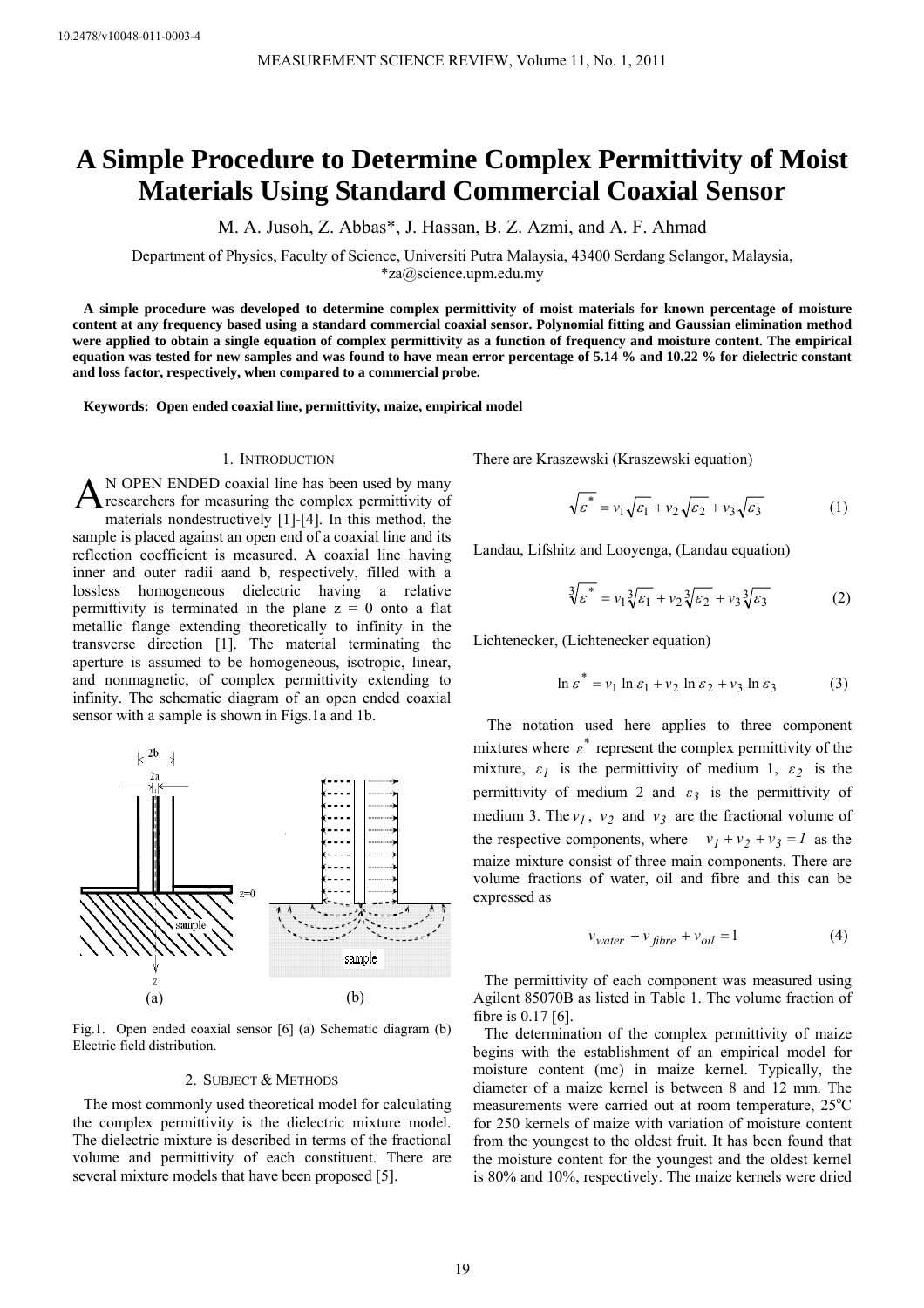# A Simple Procedure to Determine Complex Permittivity of Moist Materials Using Standard Commercial Coaxial Sensor

M. A. Jusoh, Z. Abbas*, J. Hassan, B. Z. Azmi, and A. F. Ahmad

Department of Physics, Faculty of Science, Universiti Putra Malaysia, 43400 Serdang Selangor, Malaysia, *za@science.upm.edu.my

**A simple procedure was developed to determine complex permittivity of moist materials for known percentage of moisture content at any frequency based using a standard commercial coaxial sensor. Polynomial fitting and Gaussian elimination method were applied to obtain a single equation of complex permittivity as a function of frequency and moisture content. The empirical equation was tested for new samples and was found to have mean error percentage of 5.14 % and 10.22 % for dielectric constant and loss factor, respectively, when compared to a commercial probe.**

**Keywords: Open ended coaxial line, permittivity, maize, empirical model**

## 1. Introduction

An open ended coaxial line has been used by many researchers for measuring the complex permittivity of materials nondestructively [1]-[4]. In this method, the sample is placed against an open end of a coaxial line and its reflection coefficient is measured. A coaxial line having inner and outer radii aand b, respectively, filled with a lossless homogeneous dielectric having a relative permittivity is terminated in the plane z = 0 onto a flat metallic flange extending theoretically to infinity in the transverse direction [1]. The material terminating the aperture is assumed to be homogeneous, isotropic, linear, and nonmagnetic, of complex permittivity extending to infinity. The schematic diagram of an open ended coaxial sensor with a sample is shown in Figs.1a and 1b.

Fig.1. Open ended coaxial sensor [6] (a) Schematic diagram (b) Electric field distribution.

## 2. Subject & Methods

The most commonly used theoretical model for calculating the complex permittivity is the dielectric mixture model. The dielectric mixture is described in terms of the fractional volume and permittivity of each constituent. There are several mixture models that have been proposed [5].

There are Kraszewski (Kraszewski equation)

$$\sqrt{\varepsilon^*} = v_1\sqrt{\varepsilon_1} + v_2\sqrt{\varepsilon_2} + v_3\sqrt{\varepsilon_3} \tag{1}$$

Landau, Lifshitz and Looyenga, (Landau equation)

$$\sqrt[3]{\varepsilon^*} = v_1\sqrt[3]{\varepsilon_1} + v_2\sqrt[3]{\varepsilon_2} + v_3\sqrt[3]{\varepsilon_3} \tag{2}$$

Lichtenecker, (Lichtenecker equation)

$$\ln \varepsilon^* = v_1 \ln \varepsilon_1 + v_2 \ln \varepsilon_2 + v_3 \ln \varepsilon_3 \tag{3}$$

The notation used here applies to three component mixtures where $\varepsilon^*$ represent the complex permittivity of the mixture, $\varepsilon_1$ is the permittivity of medium 1, $\varepsilon_2$ is the permittivity of medium 2 and $\varepsilon_3$ is the permittivity of medium 3. The $v_1$, $v_2$ and $v_3$ are the fractional volume of the respective components, where $v_1 + v_2 + v_3 = 1$ as the maize mixture consist of three main components. There are volume fractions of water, oil and fibre and this can be expressed as

$$v_{water} + v_{fibre} + v_{oil} = 1 \tag{4}$$

The permittivity of each component was measured using Agilent 85070B as listed in Table 1. The volume fraction of fibre is 0.17 [6].

The determination of the complex permittivity of maize begins with the establishment of an empirical model for moisture content (mc) in maize kernel. Typically, the diameter of a maize kernel is between 8 and 12 mm. The measurements were carried out at room temperature, 25°C for 250 kernels of maize with variation of moisture content from the youngest to the oldest fruit. It has been found that the moisture content for the youngest and the oldest kernel is 80% and 10%, respectively. The maize kernels were dried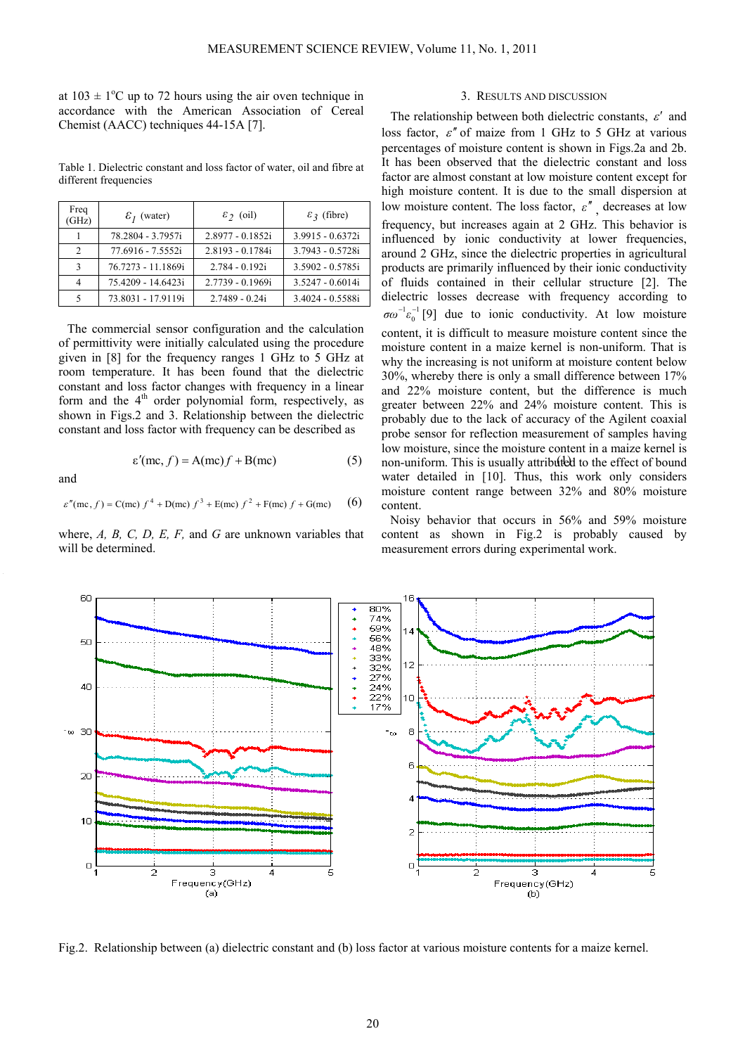at 103 ± 1°C up to 72 hours using the air oven technique in accordance with the American Association of Cereal Chemist (AACC) techniques 44-15A [7].

Table 1. Dielectric constant and loss factor of water, oil and fibre at different frequencies

| Freq (GHz) | $\varepsilon_1$ (water) | $\varepsilon_2$ (oil) | $\varepsilon_3$ (fibre) |
|---|---|---|---|
| 1 | 78.2804 - 3.7957i | 2.8977 - 0.1852i | 3.9915 - 0.6372i |
| 2 | 77.6916 - 7.5552i | 2.8193 - 0.1784i | 3.7943 - 0.5728i |
| 3 | 76.7273 - 11.1869i | 2.784 - 0.192i | 3.5902 - 0.5785i |
| 4 | 75.4209 - 14.6423i | 2.7739 - 0.1969i | 3.5247 - 0.6014i |
| 5 | 73.8031 - 17.9119i | 2.7489 - 0.24i | 3.4024 - 0.5588i |

The commercial sensor configuration and the calculation of permittivity were initially calculated using the procedure given in [8] for the frequency ranges 1 GHz to 5 GHz at room temperature. It has been found that the dielectric constant and loss factor changes with frequency in a linear form and the 4th order polynomial form, respectively, as shown in Figs.2 and 3. Relationship between the dielectric constant and loss factor with frequency can be described as

$$\varepsilon'(\mathrm{mc}, f) = \mathrm{A(mc)}\, f + \mathrm{B(mc)} \tag{5}$$

and

$$\varepsilon''(\mathrm{mc}, f) = \mathrm{C(mc)}\, f^4 + \mathrm{D(mc)}\, f^3 + \mathrm{E(mc)}\, f^2 + \mathrm{F(mc)}\, f + \mathrm{G(mc)} \tag{6}$$

where, *A, B, C, D, E, F,* and *G* are unknown variables that will be determined.

## 3. Results and Discussion

The relationship between both dielectric constants, $\varepsilon'$ and loss factor, $\varepsilon''$ of maize from 1 GHz to 5 GHz at various percentages of moisture content is shown in Figs.2a and 2b. It has been observed that the dielectric constant and loss factor are almost constant at low moisture content except for high moisture content. It is due to the small dispersion at low moisture content. The loss factor, $\varepsilon''$, decreases at low frequency, but increases again at 2 GHz. This behavior is influenced by ionic conductivity at lower frequencies, around 2 GHz, since the dielectric properties in agricultural products are primarily influenced by their ionic conductivity of fluids contained in their cellular structure [2]. The dielectric losses decrease with frequency according to $\sigma\omega^{-1}\varepsilon_0^{-1}$ [9] due to ionic conductivity. At low moisture content, it is difficult to measure moisture content since the moisture content in a maize kernel is non-uniform. That is why the increasing is not uniform at moisture content below 30%, whereby there is only a small difference between 17% and 22% moisture content, but the difference is much greater between 22% and 24% moisture content. This is probably due to the lack of accuracy of the Agilent coaxial probe sensor for reflection measurement of samples having low moisture, since the moisture content in a maize kernel is non-uniform. This is usually attributed to the effect of bound water detailed in [10]. Thus, this work only considers moisture content range between 32% and 80% moisture content.

Noisy behavior that occurs in 56% and 59% moisture content as shown in Fig.2 is probably caused by measurement errors during experimental work.

Fig.2. Relationship between (a) dielectric constant and (b) loss factor at various moisture contents for a maize kernel.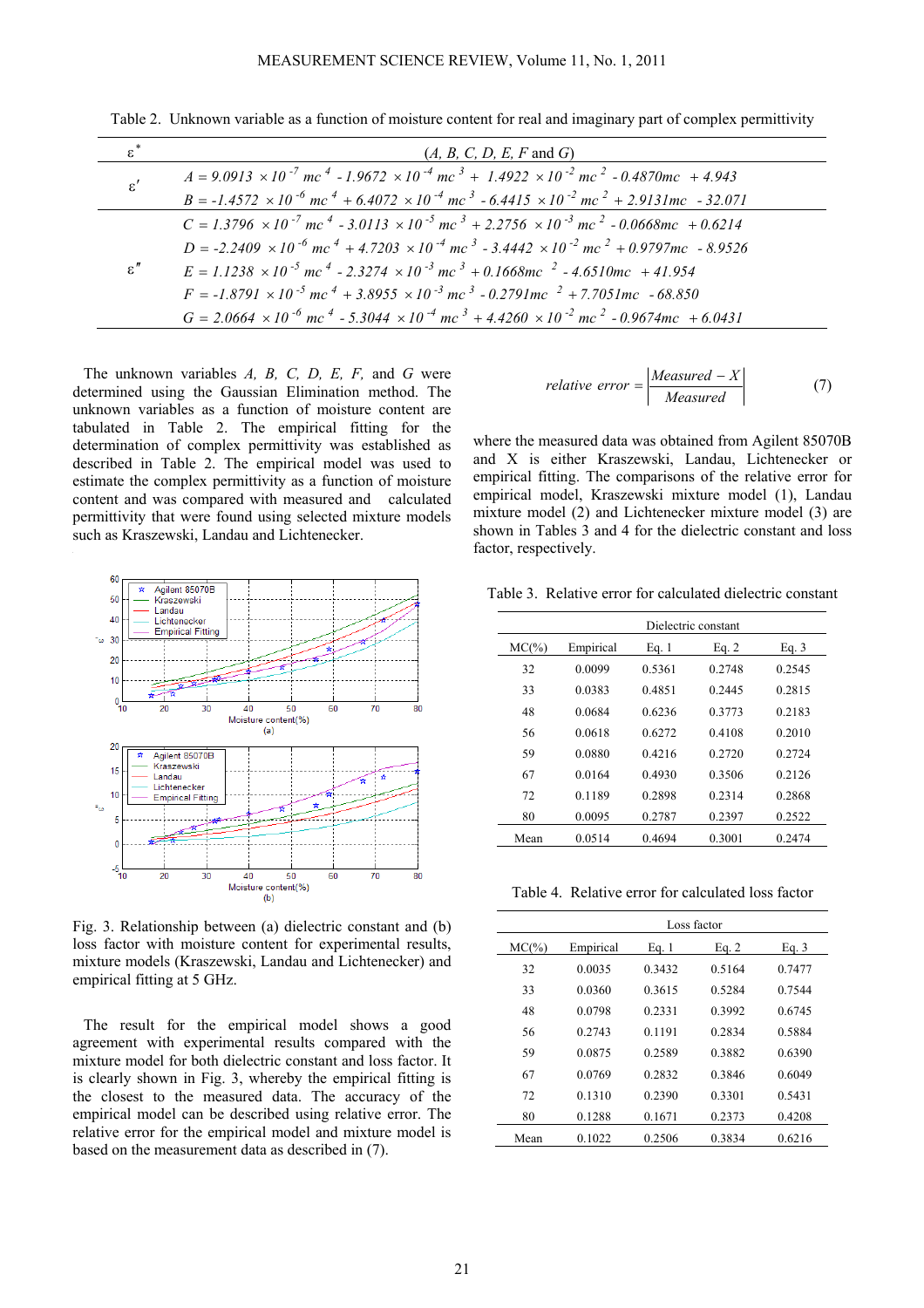Table 2. Unknown variable as a function of moisture content for real and imaginary part of complex permittivity

| $\varepsilon^*$ | $(A, B, C, D, E, F$ and $G)$ |
|---|---|
| $\varepsilon'$ | $A = 9.0913 \times 10^{-7}\, mc^4 - 1.9672 \times 10^{-4}\, mc^3 + 1.4922 \times 10^{-2}\, mc^2 - 0.4870mc + 4.943$ |
| | $B = -1.4572 \times 10^{-6}\, mc^4 + 6.4072 \times 10^{-4}\, mc^3 - 6.4415 \times 10^{-2}\, mc^2 + 2.9131mc - 32.071$ |
| $\varepsilon''$ | $C = 1.3796 \times 10^{-7}\, mc^4 - 3.0113 \times 10^{-5}\, mc^3 + 2.2756 \times 10^{-3}\, mc^2 - 0.0668mc + 0.6214$ |
| | $D = -2.2409 \times 10^{-6}\, mc^4 + 4.7203 \times 10^{-4}\, mc^3 - 3.4442 \times 10^{-2}\, mc^2 + 0.9797mc - 8.9526$ |
| | $E = 1.1238 \times 10^{-5}\, mc^4 - 2.3274 \times 10^{-3}\, mc^3 + 0.1668mc^2 - 4.6510mc + 41.954$ |
| | $F = -1.8791 \times 10^{-5}\, mc^4 + 3.8955 \times 10^{-3}\, mc^3 - 0.2791mc^2 + 7.7051mc - 68.850$ |
| | $G = 2.0664 \times 10^{-6}\, mc^4 - 5.3044 \times 10^{-4}\, mc^3 + 4.4260 \times 10^{-2}\, mc^2 - 0.9674mc + 6.0431$ |

The unknown variables *A, B, C, D, E, F,* and *G* were determined using the Gaussian Elimination method. The unknown variables as a function of moisture content are tabulated in Table 2. The empirical fitting for the determination of complex permittivity was established as described in Table 2. The empirical model was used to estimate the complex permittivity as a function of moisture content and was compared with measured and calculated permittivity that were found using selected mixture models such as Kraszewski, Landau and Lichtenecker.

Fig. 3. Relationship between (a) dielectric constant and (b) loss factor with moisture content for experimental results, mixture models (Kraszewski, Landau and Lichtenecker) and empirical fitting at 5 GHz.

The result for the empirical model shows a good agreement with experimental results compared with the mixture model for both dielectric constant and loss factor. It is clearly shown in Fig. 3, whereby the empirical fitting is the closest to the measured data. The accuracy of the empirical model can be described using relative error. The relative error for the empirical model and mixture model is based on the measurement data as described in (7).

$$relative\ error = \left| \frac{Measured - X}{Measured} \right| \tag{7}$$

where the measured data was obtained from Agilent 85070B and X is either Kraszewski, Landau, Lichtenecker or empirical fitting. The comparisons of the relative error for empirical model, Kraszewski mixture model (1), Landau mixture model (2) and Lichtenecker mixture model (3) are shown in Tables 3 and 4 for the dielectric constant and loss factor, respectively.

Table 3. Relative error for calculated dielectric constant

| | Dielectric constant | | | |
|---|---|---|---|---|
| MC(%) | Empirical | Eq. 1 | Eq. 2 | Eq. 3 |
| 32 | 0.0099 | 0.5361 | 0.2748 | 0.2545 |
| 33 | 0.0383 | 0.4851 | 0.2445 | 0.2815 |
| 48 | 0.0684 | 0.6236 | 0.3773 | 0.2183 |
| 56 | 0.0618 | 0.6272 | 0.4108 | 0.2010 |
| 59 | 0.0880 | 0.4216 | 0.2720 | 0.2724 |
| 67 | 0.0164 | 0.4930 | 0.3506 | 0.2126 |
| 72 | 0.1189 | 0.2898 | 0.2314 | 0.2868 |
| 80 | 0.0095 | 0.2787 | 0.2397 | 0.2522 |
| Mean | 0.0514 | 0.4694 | 0.3001 | 0.2474 |

Table 4. Relative error for calculated loss factor

| | Loss factor | | | |
|---|---|---|---|---|
| MC(%) | Empirical | Eq. 1 | Eq. 2 | Eq. 3 |
| 32 | 0.0035 | 0.3432 | 0.5164 | 0.7477 |
| 33 | 0.0360 | 0.3615 | 0.5284 | 0.7544 |
| 48 | 0.0798 | 0.2331 | 0.3992 | 0.6745 |
| 56 | 0.2743 | 0.1191 | 0.2834 | 0.5884 |
| 59 | 0.0875 | 0.2589 | 0.3882 | 0.6390 |
| 67 | 0.0769 | 0.2832 | 0.3846 | 0.6049 |
| 72 | 0.1310 | 0.2390 | 0.3301 | 0.5431 |
| 80 | 0.1288 | 0.1671 | 0.2373 | 0.4208 |
| Mean | 0.1022 | 0.2506 | 0.3834 | 0.6216 |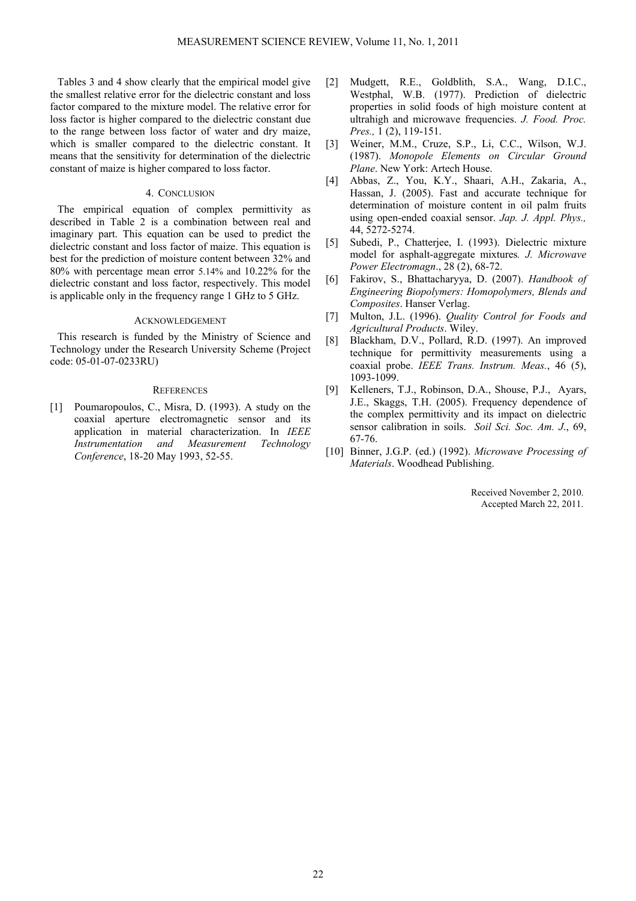Tables 3 and 4 show clearly that the empirical model give the smallest relative error for the dielectric constant and loss factor compared to the mixture model. The relative error for loss factor is higher compared to the dielectric constant due to the range between loss factor of water and dry maize, which is smaller compared to the dielectric constant. It means that the sensitivity for determination of the dielectric constant of maize is higher compared to loss factor.

## 4. Conclusion

The empirical equation of complex permittivity as described in Table 2 is a combination between real and imaginary part. This equation can be used to predict the dielectric constant and loss factor of maize. This equation is best for the prediction of moisture content between 32% and 80% with percentage mean error 5.14% and 10.22% for the dielectric constant and loss factor, respectively. This model is applicable only in the frequency range 1 GHz to 5 GHz.

## Acknowledgement

This research is funded by the Ministry of Science and Technology under the Research University Scheme (Project code: 05-01-07-0233RU)

## References

[1] Poumaropoulos, C., Misra, D. (1993). A study on the coaxial aperture electromagnetic sensor and its application in material characterization. In *IEEE Instrumentation and Measurement Technology Conference*, 18-20 May 1993, 52-55.

[2] Mudgett, R.E., Goldblith, S.A., Wang, D.I.C., Westphal, W.B. (1977). Prediction of dielectric properties in solid foods of high moisture content at ultrahigh and microwave frequencies. *J. Food. Proc. Pres.,* 1 (2), 119-151.

[3] Weiner, M.M., Cruze, S.P., Li, C.C., Wilson, W.J. (1987). *Monopole Elements on Circular Ground Plane*. New York: Artech House.

[4] Abbas, Z., You, K.Y., Shaari, A.H., Zakaria, A., Hassan, J. (2005). Fast and accurate technique for determination of moisture content in oil palm fruits using open-ended coaxial sensor. *Jap. J. Appl. Phys.,* 44, 5272-5274.

[5] Subedi, P., Chatterjee, I. (1993). Dielectric mixture model for asphalt-aggregate mixtures*. J. Microwave Power Electromagn*., 28 (2), 68-72.

[6] Fakirov, S., Bhattacharyya, D. (2007). *Handbook of Engineering Biopolymers: Homopolymers, Blends and Composites*. Hanser Verlag.

[7] Multon, J.L. (1996). *Quality Control for Foods and Agricultural Products*. Wiley.

[8] Blackham, D.V., Pollard, R.D. (1997). An improved technique for permittivity measurements using a coaxial probe. *IEEE Trans. Instrum. Meas.*, 46 (5), 1093-1099.

[9] Kelleners, T.J., Robinson, D.A., Shouse, P.J., Ayars, J.E., Skaggs, T.H. (2005). Frequency dependence of the complex permittivity and its impact on dielectric sensor calibration in soils. *Soil Sci. Soc. Am. J*., 69, 67-76.

[10] Binner, J.G.P. (ed.) (1992). *Microwave Processing of Materials*. Woodhead Publishing.

Received November 2, 2010.
Accepted March 22, 2011.